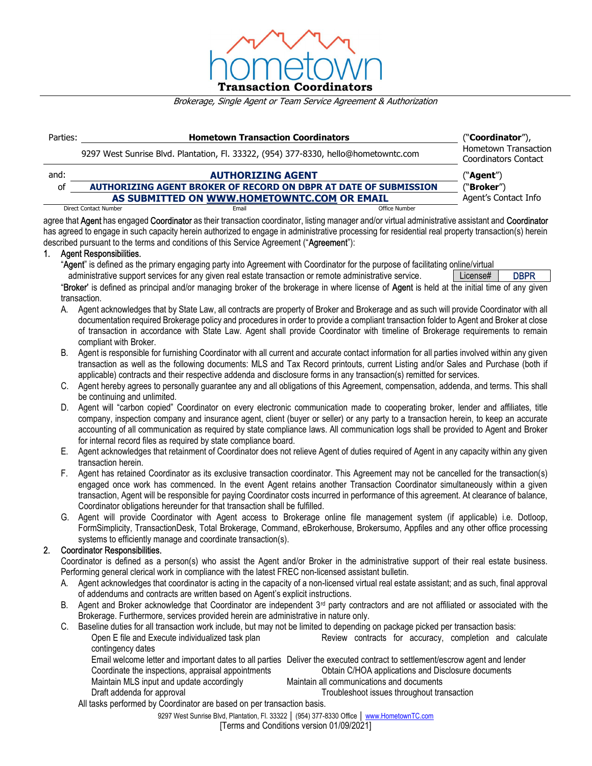# hometown Transaction Coordinators

*Brokerage, Single Agent or Team Service Agreement & Authorization*

| Parties: | **Hometown Transaction Coordinators** | ("**Coordinator**"), |
|---|---|---|
| | 9297 West Sunrise Blvd. Plantation, Fl. 33322, (954) 377-8330, hello@hometowntc.com | Hometown Transaction Coordinators Contact |
| and: | **AUTHORIZING AGENT** | ("**Agent**") |
| of | **AUTHORIZING AGENT BROKER OF RECORD ON DBPR AT DATE OF SUBMISSION** | ("**Broker**") |
| | **AS SUBMITTED ON WWW.HOMETOWNTC.COM OR EMAIL** | Agent's Contact Info |
| | Direct Contact Number / Email / Office Number | |

agree that Agent has engaged Coordinator as their transaction coordinator, listing manager and/or virtual administrative assistant and Coordinator has agreed to engage in such capacity herein authorized to engage in administrative processing for residential real property transaction(s) herein described pursuant to the terms and conditions of this Service Agreement ("Agreement"):

1. **Agent Responsibilities.**

   "Agent" is defined as the primary engaging party into Agreement with Coordinator for the purpose of facilitating online/virtual administrative support services for any given real estate transaction or remote administrative service.

   | License# | DBPR |
   |---|---|

   "Broker' is defined as principal and/or managing broker of the brokerage in where license of Agent is held at the initial time of any given transaction.

   A. Agent acknowledges that by State Law, all contracts are property of Broker and Brokerage and as such will provide Coordinator with all documentation required Brokerage policy and procedures in order to provide a compliant transaction folder to Agent and Broker at close of transaction in accordance with State Law. Agent shall provide Coordinator with timeline of Brokerage requirements to remain compliant with Broker.

   B. Agent is responsible for furnishing Coordinator with all current and accurate contact information for all parties involved within any given transaction as well as the following documents: MLS and Tax Record printouts, current Listing and/or Sales and Purchase (both if applicable) contracts and their respective addenda and disclosure forms in any transaction(s) remitted for services.

   C. Agent hereby agrees to personally guarantee any and all obligations of this Agreement, compensation, addenda, and terms. This shall be continuing and unlimited.

   D. Agent will "carbon copied" Coordinator on every electronic communication made to cooperating broker, lender and affiliates, title company, inspection company and insurance agent, client (buyer or seller) or any party to a transaction herein, to keep an accurate accounting of all communication as required by state compliance laws. All communication logs shall be provided to Agent and Broker for internal record files as required by state compliance board.

   E. Agent acknowledges that retainment of Coordinator does not relieve Agent of duties required of Agent in any capacity within any given transaction herein.

   F. Agent has retained Coordinator as its exclusive transaction coordinator. This Agreement may not be cancelled for the transaction(s) engaged once work has commenced. In the event Agent retains another Transaction Coordinator simultaneously within a given transaction, Agent will be responsible for paying Coordinator costs incurred in performance of this agreement. At clearance of balance, Coordinator obligations hereunder for that transaction shall be fulfilled.

   G. Agent will provide Coordinator with Agent access to Brokerage online file management system (if applicable) i.e. Dotloop, FormSimplicity, TransactionDesk, Total Brokerage, Command, eBrokerhouse, Brokersumo, Appfiles and any other office processing systems to efficiently manage and coordinate transaction(s).

2. **Coordinator Responsibilities.**

   Coordinator is defined as a person(s) who assist the Agent and/or Broker in the administrative support of their real estate business. Performing general clerical work in compliance with the latest FREC non-licensed assistant bulletin.

   A. Agent acknowledges that coordinator is acting in the capacity of a non-licensed virtual real estate assistant; and as such, final approval of addendums and contracts are written based on Agent's explicit instructions.

   B. Agent and Broker acknowledge that Coordinator are independent 3rd party contractors and are not affiliated or associated with the Brokerage. Furthermore, services provided herein are administrative in nature only.

   C. Baseline duties for all transaction work include, but may not be limited to depending on package picked per transaction basis:

   - Open E file and Execute individualized task plan
   - Review contracts for accuracy, completion and calculate contingency dates
   - Email welcome letter and important dates to all parties
   - Deliver the executed contract to settlement/escrow agent and lender
   - Coordinate the inspections, appraisal appointments
   - Obtain C/HOA applications and Disclosure documents
   - Maintain MLS input and update accordingly
   - Maintain all communications and documents
   - Draft addenda for approval
   - Troubleshoot issues throughout transaction

   All tasks performed by Coordinator are based on per transaction basis.

9297 West Sunrise Blvd, Plantation, Fl. 33322 | (954) 377-8330 Office | www.HometownTC.com

[Terms and Conditions version 01/09/2021]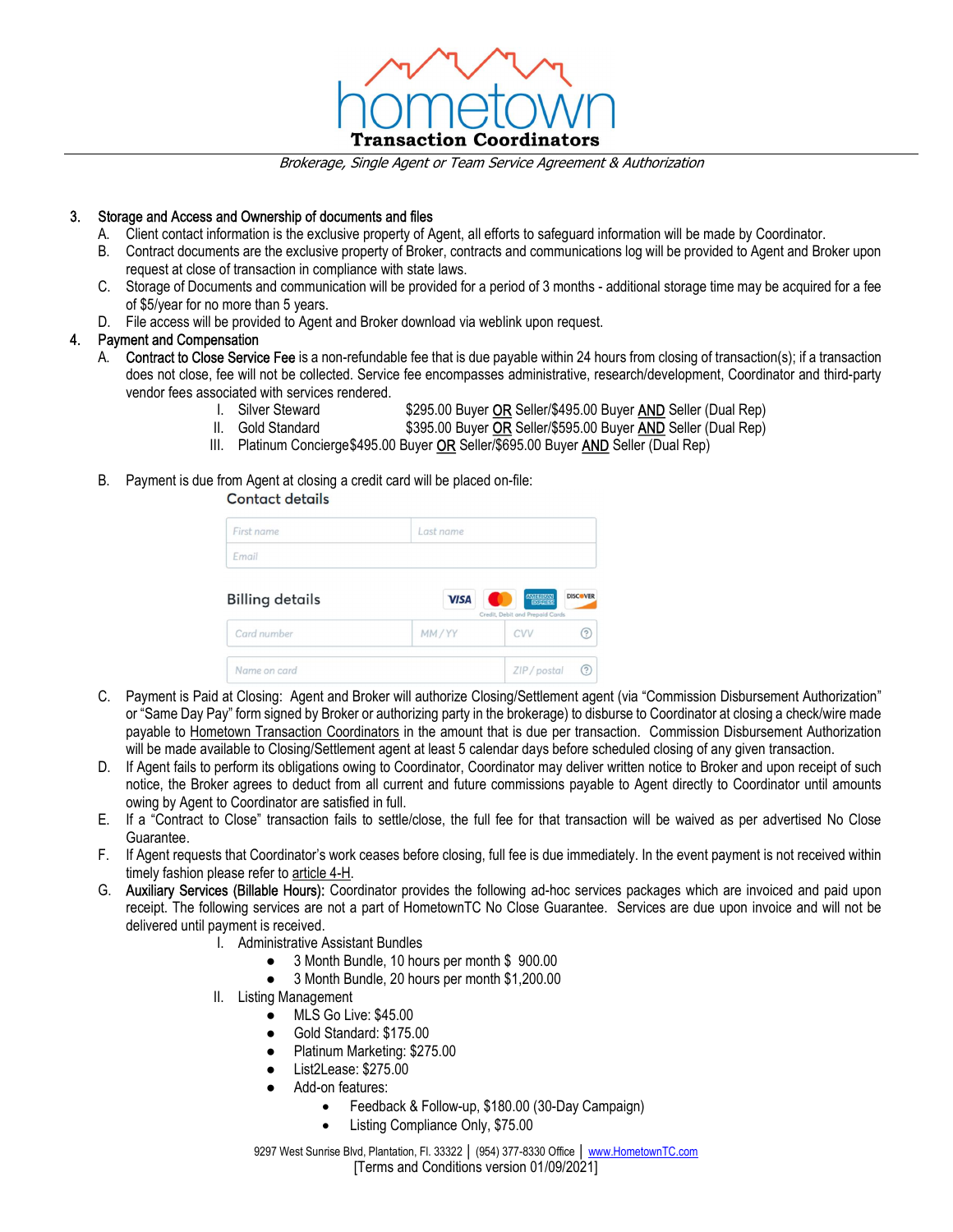3. Storage and Access and Ownership of documents and files
   A. Client contact information is the exclusive property of Agent, all efforts to safeguard information will be made by Coordinator.
   B. Contract documents are the exclusive property of Broker, contracts and communications log will be provided to Agent and Broker upon request at close of transaction in compliance with state laws.
   C. Storage of Documents and communication will be provided for a period of 3 months - additional storage time may be acquired for a fee of $5/year for no more than 5 years.
   D. File access will be provided to Agent and Broker download via weblink upon request.
4. Payment and Compensation
   A. Contract to Close Service Fee is a non-refundable fee that is due payable within 24 hours from closing of transaction(s); if a transaction does not close, fee will not be collected. Service fee encompasses administrative, research/development, Coordinator and third-party vendor fees associated with services rendered.
      I. Silver Steward $295.00 Buyer OR Seller/$495.00 Buyer AND Seller (Dual Rep)
      II. Gold Standard $395.00 Buyer OR Seller/$595.00 Buyer AND Seller (Dual Rep)
      III. Platinum Concierge $495.00 Buyer OR Seller/$695.00 Buyer AND Seller (Dual Rep)
   B. Payment is due from Agent at closing a credit card will be placed on-file:

      **Contact details**

      | First name | Last name |
      |---|---|
      | Email | |

      **Billing details** (VISA, Mastercard, American Express, Discover — Credit, Debit and Prepaid Cards)

      | Card number | MM / YY | CVV |
      |---|---|---|
      | Name on card | ZIP / postal | |

   C. Payment is Paid at Closing: Agent and Broker will authorize Closing/Settlement agent (via "Commission Disbursement Authorization" or "Same Day Pay" form signed by Broker or authorizing party in the brokerage) to disburse to Coordinator at closing a check/wire made payable to Hometown Transaction Coordinators in the amount that is due per transaction. Commission Disbursement Authorization will be made available to Closing/Settlement agent at least 5 calendar days before scheduled closing of any given transaction.
   D. If Agent fails to perform its obligations owing to Coordinator, Coordinator may deliver written notice to Broker and upon receipt of such notice, the Broker agrees to deduct from all current and future commissions payable to Agent directly to Coordinator until amounts owing by Agent to Coordinator are satisfied in full.
   E. If a "Contract to Close" transaction fails to settle/close, the full fee for that transaction will be waived as per advertised No Close Guarantee.
   F. If Agent requests that Coordinator's work ceases before closing, full fee is due immediately. In the event payment is not received within timely fashion please refer to article 4-H.
   G. Auxiliary Services (Billable Hours): Coordinator provides the following ad-hoc services packages which are invoiced and paid upon receipt. The following services are not a part of HometownTC No Close Guarantee. Services are due upon invoice and will not be delivered until payment is received.
      I. Administrative Assistant Bundles
         - 3 Month Bundle, 10 hours per month $ 900.00
         - 3 Month Bundle, 20 hours per month $1,200.00
      II. Listing Management
         - MLS Go Live: $45.00
         - Gold Standard: $175.00
         - Platinum Marketing: $275.00
         - List2Lease: $275.00
         - Add-on features:
           - Feedback & Follow-up, $180.00 (30-Day Campaign)
           - Listing Compliance Only, $75.00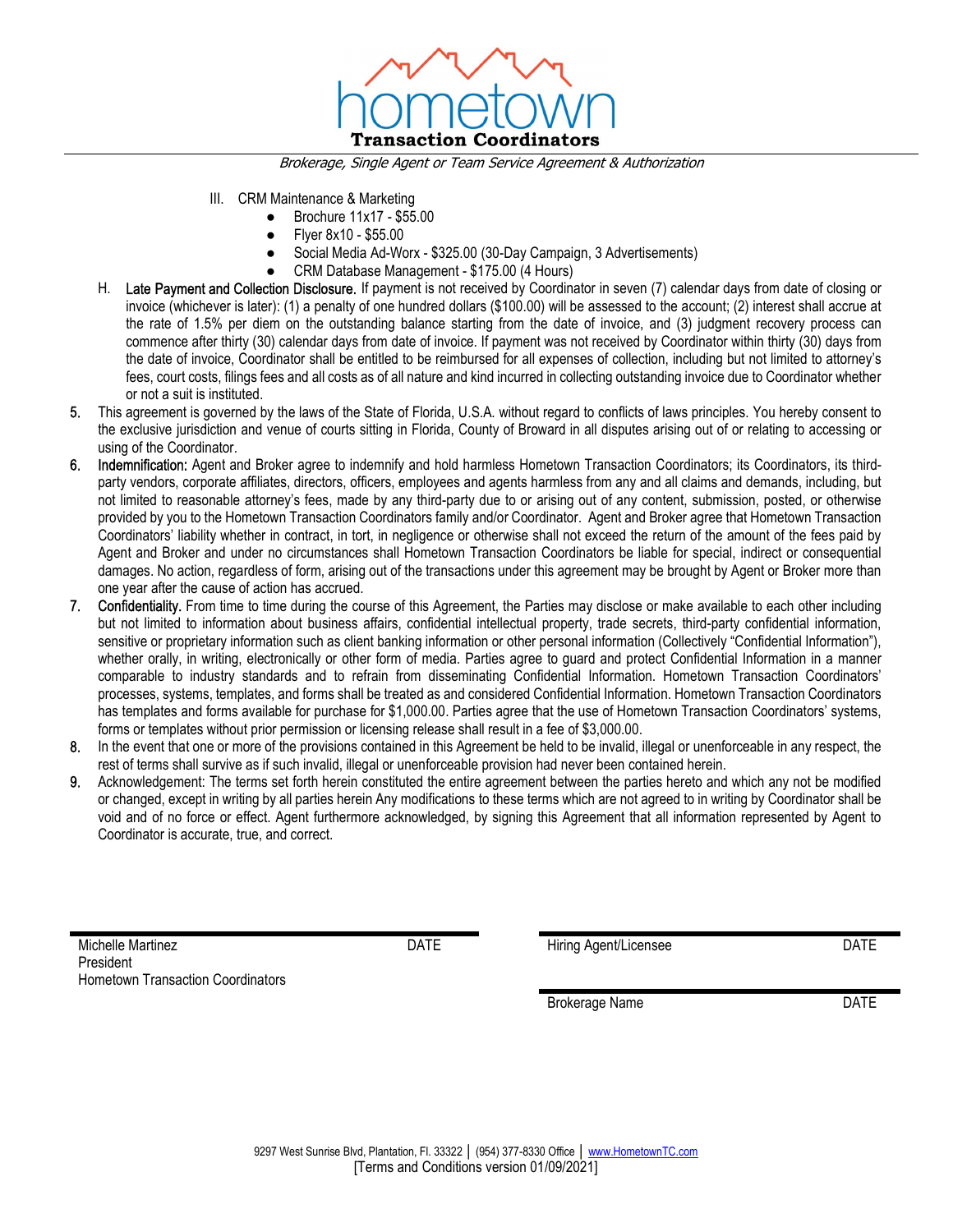III. CRM Maintenance & Marketing

- Brochure 11x17 - $55.00
- Flyer 8x10 - $55.00
- Social Media Ad-Worx - $325.00 (30-Day Campaign, 3 Advertisements)
- CRM Database Management - $175.00 (4 Hours)

H. **Late Payment and Collection Disclosure.** If payment is not received by Coordinator in seven (7) calendar days from date of closing or invoice (whichever is later): (1) a penalty of one hundred dollars ($100.00) will be assessed to the account; (2) interest shall accrue at the rate of 1.5% per diem on the outstanding balance starting from the date of invoice, and (3) judgment recovery process can commence after thirty (30) calendar days from date of invoice. If payment was not received by Coordinator within thirty (30) days from the date of invoice, Coordinator shall be entitled to be reimbursed for all expenses of collection, including but not limited to attorney's fees, court costs, filings fees and all costs as of all nature and kind incurred in collecting outstanding invoice due to Coordinator whether or not a suit is instituted.

5. This agreement is governed by the laws of the State of Florida, U.S.A. without regard to conflicts of laws principles. You hereby consent to the exclusive jurisdiction and venue of courts sitting in Florida, County of Broward in all disputes arising out of or relating to accessing or using of the Coordinator.
6. **Indemnification:** Agent and Broker agree to indemnify and hold harmless Hometown Transaction Coordinators; its Coordinators, its third-party vendors, corporate affiliates, directors, officers, employees and agents harmless from any and all claims and demands, including, but not limited to reasonable attorney's fees, made by any third-party due to or arising out of any content, submission, posted, or otherwise provided by you to the Hometown Transaction Coordinators family and/or Coordinator. Agent and Broker agree that Hometown Transaction Coordinators' liability whether in contract, in tort, in negligence or otherwise shall not exceed the return of the amount of the fees paid by Agent and Broker and under no circumstances shall Hometown Transaction Coordinators be liable for special, indirect or consequential damages. No action, regardless of form, arising out of the transactions under this agreement may be brought by Agent or Broker more than one year after the cause of action has accrued.
7. **Confidentiality.** From time to time during the course of this Agreement, the Parties may disclose or make available to each other including but not limited to information about business affairs, confidential intellectual property, trade secrets, third-party confidential information, sensitive or proprietary information such as client banking information or other personal information (Collectively "Confidential Information"), whether orally, in writing, electronically or other form of media. Parties agree to guard and protect Confidential Information in a manner comparable to industry standards and to refrain from disseminating Confidential Information. Hometown Transaction Coordinators' processes, systems, templates, and forms shall be treated as and considered Confidential Information. Hometown Transaction Coordinators has templates and forms available for purchase for $1,000.00. Parties agree that the use of Hometown Transaction Coordinators' systems, forms or templates without prior permission or licensing release shall result in a fee of $3,000.00.
8. In the event that one or more of the provisions contained in this Agreement be held to be invalid, illegal or unenforceable in any respect, the rest of terms shall survive as if such invalid, illegal or unenforceable provision had never been contained herein.
9. Acknowledgement: The terms set forth herein constituted the entire agreement between the parties hereto and which any not be modified or changed, except in writing by all parties herein Any modifications to these terms which are not agreed to in writing by Coordinator shall be void and of no force or effect. Agent furthermore acknowledged, by signing this Agreement that all information represented by Agent to Coordinator is accurate, true, and correct.

Michelle Martinez
President
Hometown Transaction Coordinators DATE

Hiring Agent/Licensee DATE

Brokerage Name DATE

9297 West Sunrise Blvd, Plantation, Fl. 33322 | (954) 377-8330 Office | www.HometownTC.com
[Terms and Conditions version 01/09/2021]